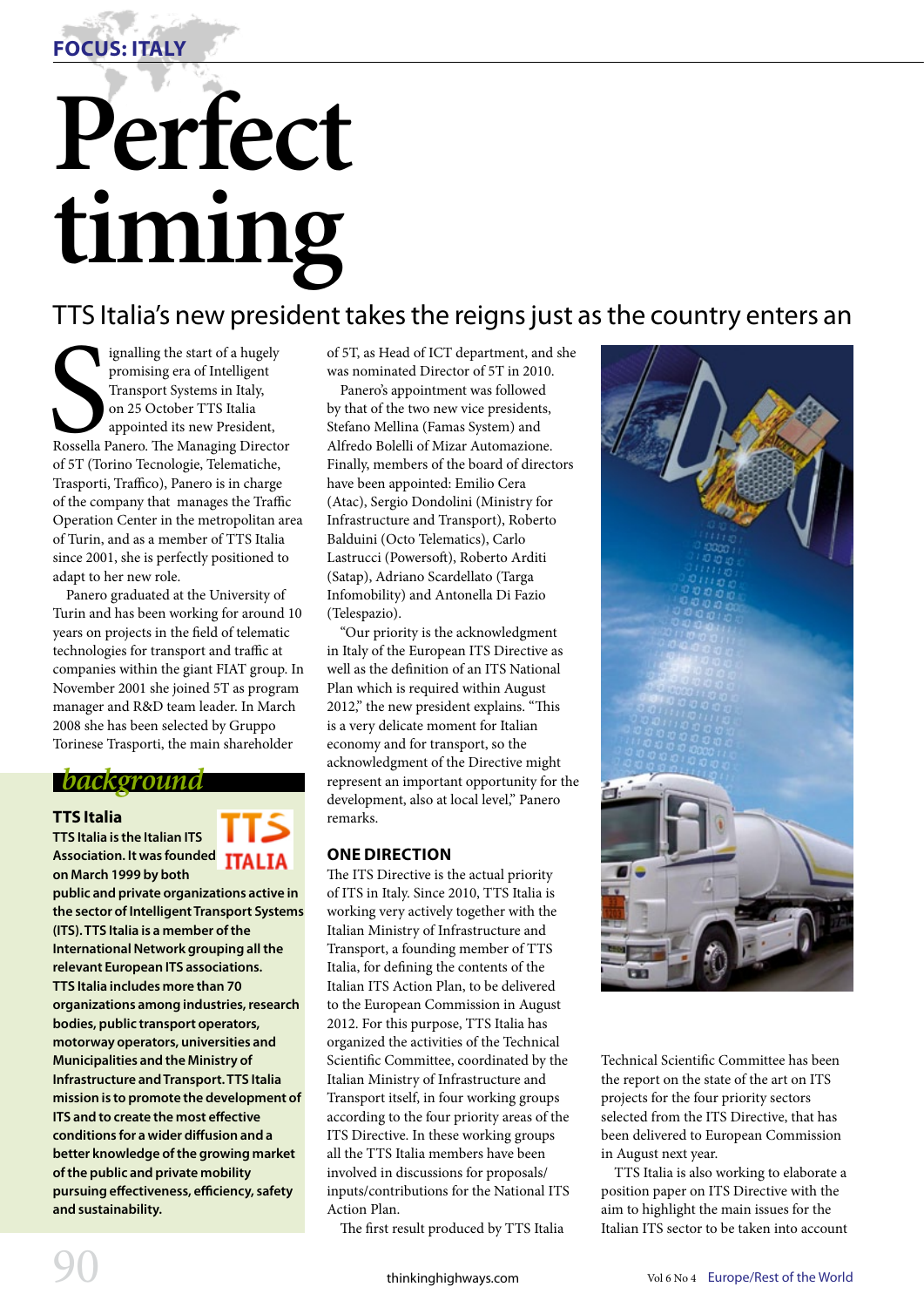FOCUS: ITALY

# Perfect timing

## TTS Italia's new president takes the reigns just as the country enters an

Signalling the start of a hugely promising era of Intelligent Transport Systems in Italy, on 25 October TTS Italia appointed its new President, Rossella Panero. The Managing Director of 5T (Torino Tecnologie, Telematiche, Trasporti, Traffico), Panero is in charge of the company that manages the Traffic Operation Center in the metropolitan area of Turin, and as a member of TTS Italia since 2001, she is perfectly positioned to adapt to her new role.

Panero graduated at the University of Turin and has been working for around 10 years on projects in the field of telematic technologies for transport and traffic at companies within the giant FIAT group. In November 2001 she joined 5T as program manager and R&D team leader. In March 2008 she has been selected by Gruppo Torinese Trasporti, the main shareholder of 5T, as Head of ICT department, and she was nominated Director of 5T in 2010.

Panero's appointment was followed by that of the two new vice presidents, Stefano Mellina (Famas System) and Alfredo Bolelli of Mizar Automazione. Finally, members of the board of directors have been appointed: Emilio Cera (Atac), Sergio Dondolini (Ministry for Infrastructure and Transport), Roberto Balduini (Octo Telematics), Carlo Lastrucci (Powersoft), Roberto Arditi (Satap), Adriano Scardellato (Targa Infomobility) and Antonella Di Fazio (Telespazio).

"Our priority is the acknowledgment in Italy of the European ITS Directive as well as the definition of an ITS National Plan which is required within August 2012," the new president explains. "This is a very delicate moment for Italian economy and for transport, so the acknowledgment of the Directive might represent an important opportunity for the development, also at local level," Panero remarks.

### ONE DIRECTION

The ITS Directive is the actual priority of ITS in Italy. Since 2010, TTS Italia is working very actively together with the Italian Ministry of Infrastructure and Transport, a founding member of TTS Italia, for defining the contents of the Italian ITS Action Plan, to be delivered to the European Commission in August 2012. For this purpose, TTS Italia has organized the activities of the Technical Scientific Committee, coordinated by the Italian Ministry of Infrastructure and Transport itself, in four working groups according to the four priority areas of the ITS Directive. In these working groups all the TTS Italia members have been involved in discussions for proposals/inputs/contributions for the National ITS Action Plan.

The first result produced by TTS Italia Technical Scientific Committee has been the report on the state of the art on ITS projects for the four priority sectors selected from the ITS Directive, that has been delivered to European Commission in August next year.

TTS Italia is also working to elaborate a position paper on ITS Directive with the aim to highlight the main issues for the Italian ITS sector to be taken into account

---

*background*

**TTS Italia**

**TTS Italia is the Italian ITS Association. It was founded on March 1999 by both public and private organizations active in the sector of Intelligent Transport Systems (ITS). TTS Italia is a member of the International Network grouping all the relevant European ITS associations. TTS Italia includes more than 70 organizations among industries, research bodies, public transport operators, motorway operators, universities and Municipalities and the Ministry of Infrastructure and Transport. TTS Italia mission is to promote the development of ITS and to create the most effective conditions for a wider diffusion and a better knowledge of the growing market of the public and private mobility pursuing effectiveness, efficiency, safety and sustainability.**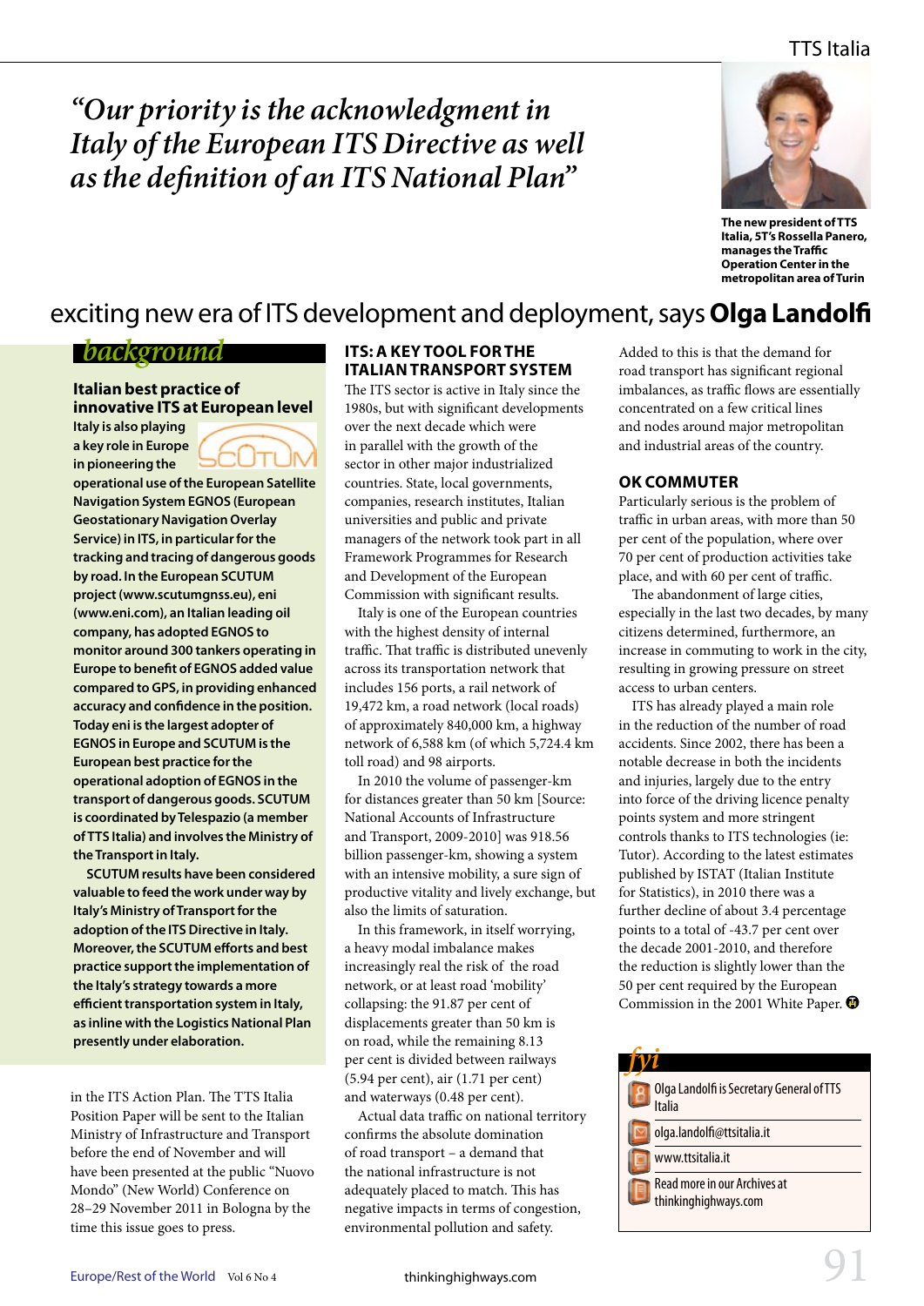*"Our priority is the acknowledgment in Italy of the European ITS Directive as well as the definition of an ITS National Plan"*

**The new president of TTS Italia, 5T's Rossella Panero, manages the Traffic Operation Center in the metropolitan area of Turin**

## exciting new era of ITS development and deployment, says **Olga Landolfi**

*background*

### Italian best practice of innovative ITS at European level

**Italy is also playing a key role in Europe in pioneering the operational use of the European Satellite Navigation System EGNOS (European Geostationary Navigation Overlay Service) in ITS, in particular for the tracking and tracing of dangerous goods by road. In the European SCUTUM project (www.scutumgnss.eu), eni (www.eni.com), an Italian leading oil company, has adopted EGNOS to monitor around 300 tankers operating in Europe to benefit of EGNOS added value compared to GPS, in providing enhanced accuracy and confidence in the position. Today eni is the largest adopter of EGNOS in Europe and SCUTUM is the European best practice for the operational adoption of EGNOS in the transport of dangerous goods. SCUTUM is coordinated by Telespazio (a member of TTS Italia) and involves the Ministry of the Transport in Italy.**

**SCUTUM results have been considered valuable to feed the work under way by Italy's Ministry of Transport for the adoption of the ITS Directive in Italy. Moreover, the SCUTUM efforts and best practice support the implementation of the Italy's strategy towards a more efficient transportation system in Italy, as inline with the Logistics National Plan presently under elaboration.**

in the ITS Action Plan. The TTS Italia Position Paper will be sent to the Italian Ministry of Infrastructure and Transport before the end of November and will have been presented at the public "Nuovo Mondo" (New World) Conference on 28–29 November 2011 in Bologna by the time this issue goes to press.

### ITS: A KEY TOOL FOR THE ITALIAN TRANSPORT SYSTEM

The ITS sector is active in Italy since the 1980s, but with significant developments over the next decade which were in parallel with the growth of the sector in other major industrialized countries. State, local governments, companies, research institutes, Italian universities and public and private managers of the network took part in all Framework Programmes for Research and Development of the European Commission with significant results.

Italy is one of the European countries with the highest density of internal traffic. That traffic is distributed unevenly across its transportation network that includes 156 ports, a rail network of 19,472 km, a road network (local roads) of approximately 840,000 km, a highway network of 6,588 km (of which 5,724.4 km toll road) and 98 airports.

In 2010 the volume of passenger-km for distances greater than 50 km [Source: National Accounts of Infrastructure and Transport, 2009-2010] was 918.56 billion passenger-km, showing a system with an intensive mobility, a sure sign of productive vitality and lively exchange, but also the limits of saturation.

In this framework, in itself worrying, a heavy modal imbalance makes increasingly real the risk of the road network, or at least road 'mobility' collapsing: the 91.87 per cent of displacements greater than 50 km is on road, while the remaining 8.13 per cent is divided between railways (5.94 per cent), air (1.71 per cent) and waterways (0.48 per cent).

Actual data traffic on national territory confirms the absolute domination of road transport – a demand that the national infrastructure is not adequately placed to match. This has negative impacts in terms of congestion, environmental pollution and safety.

Added to this is that the demand for road transport has significant regional imbalances, as traffic flows are essentially concentrated on a few critical lines and nodes around major metropolitan and industrial areas of the country.

### OK COMMUTER

Particularly serious is the problem of traffic in urban areas, with more than 50 per cent of the population, where over 70 per cent of production activities take place, and with 60 per cent of traffic.

The abandonment of large cities, especially in the last two decades, by many citizens determined, furthermore, an increase in commuting to work in the city, resulting in growing pressure on street access to urban centers.

ITS has already played a main role in the reduction of the number of road accidents. Since 2002, there has been a notable decrease in both the incidents and injuries, largely due to the entry into force of the driving licence penalty points system and more stringent controls thanks to ITS technologies (ie: Tutor). According to the latest estimates published by ISTAT (Italian Institute for Statistics), in 2010 there was a further decline of about 3.4 percentage points to a total of -43.7 per cent over the decade 2001-2010, and therefore the reduction is slightly lower than the 50 per cent required by the European Commission in the 2001 White Paper.

*fyi*

- Olga Landolfi is Secretary General of TTS Italia
- olga.landolfi@ttsitalia.it
- www.ttsitalia.it
- Read more in our Archives at thinkinghighways.com